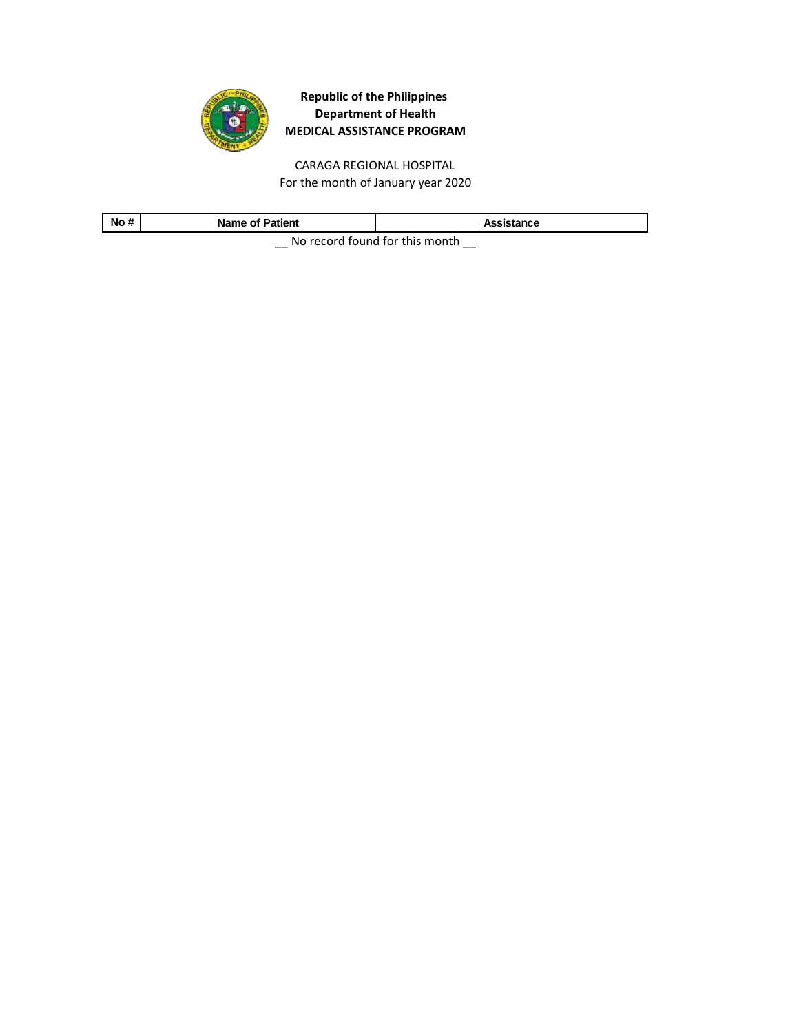**Republic of the Philippines**
**Department of Health**
**MEDICAL ASSISTANCE PROGRAM**

CARAGA REGIONAL HOSPITAL
For the month of January year 2020

| No # | Name of Patient | Assistance |
| --- | --- | --- |

__ No record found for this month __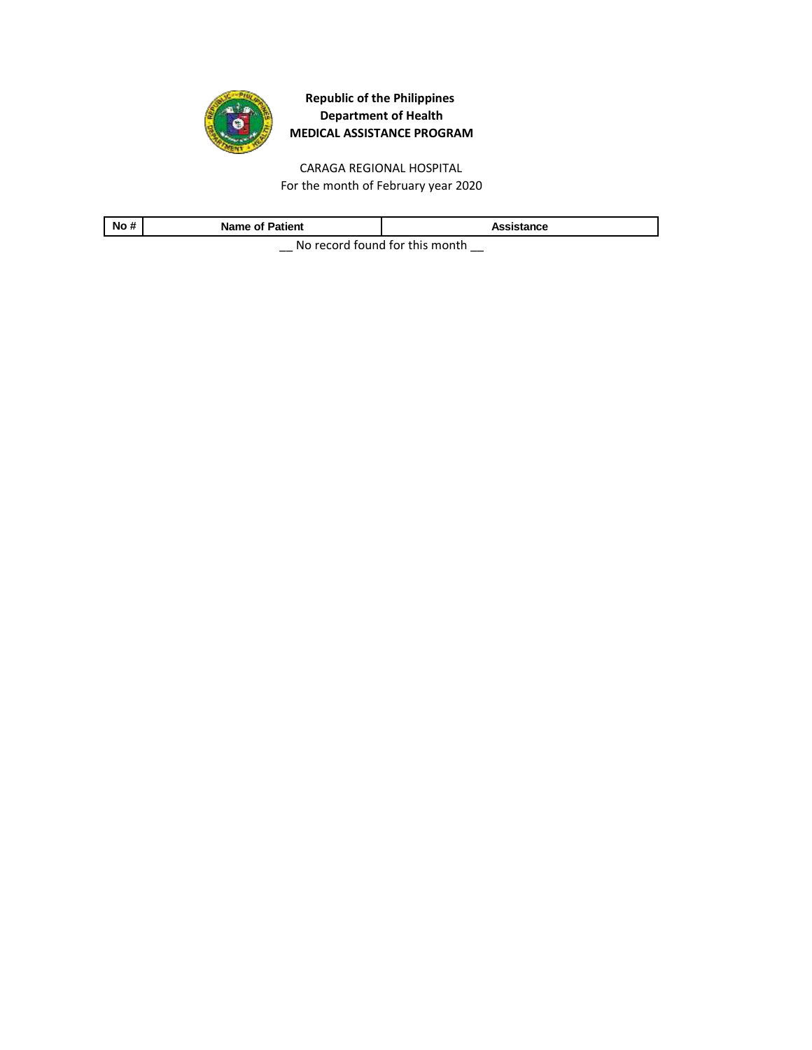**Republic of the Philippines**
**Department of Health**
**MEDICAL ASSISTANCE PROGRAM**

CARAGA REGIONAL HOSPITAL
For the month of February year 2020

| No # | Name of Patient | Assistance |
|---|---|---|

__ No record found for this month __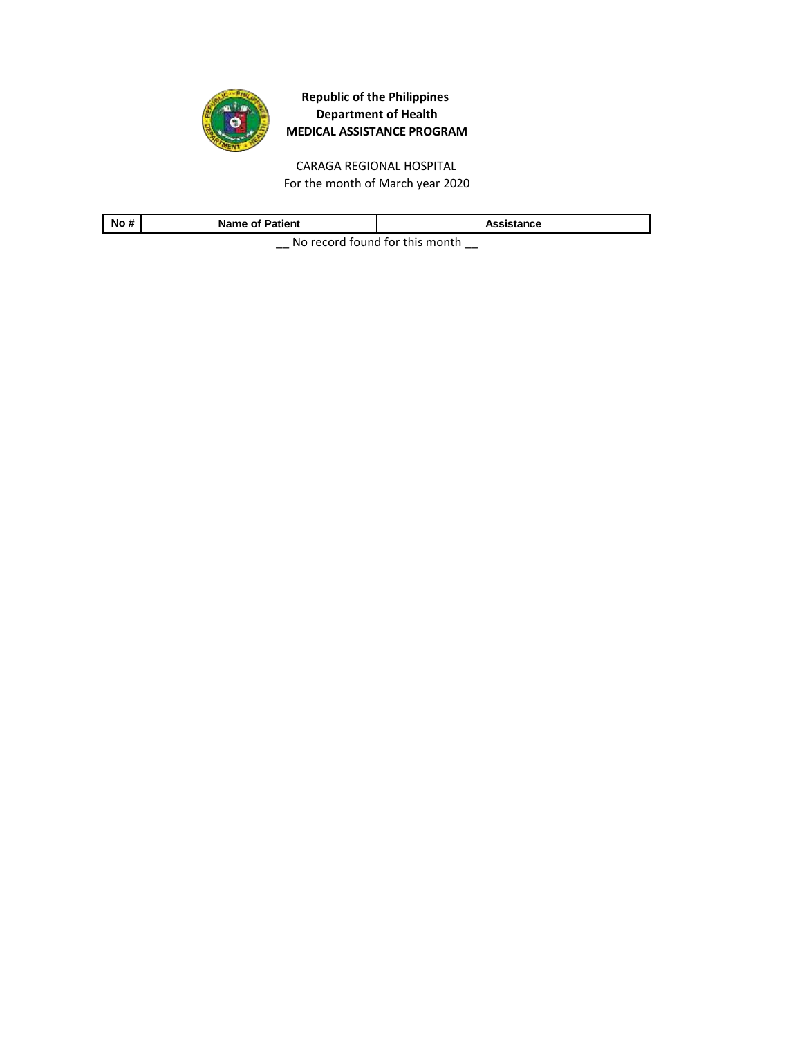**Republic of the Philippines**
**Department of Health**
**MEDICAL ASSISTANCE PROGRAM**

CARAGA REGIONAL HOSPITAL
For the month of March year 2020

| No # | Name of Patient | Assistance |
|---|---|---|

__ No record found for this month __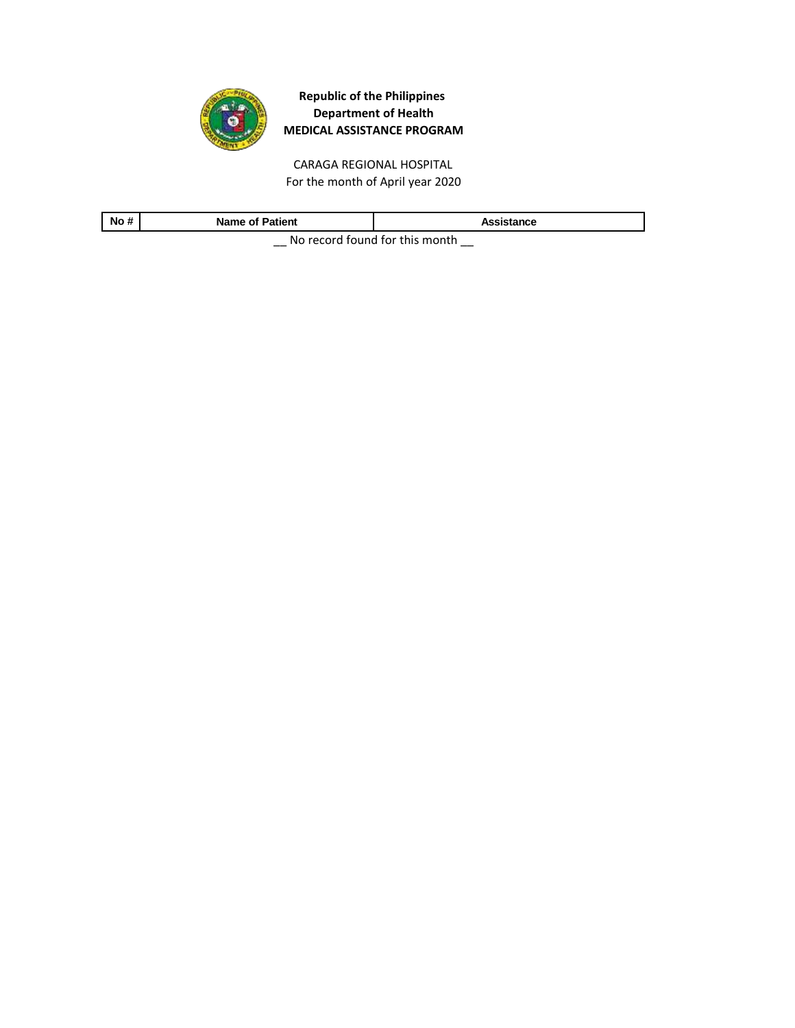**Republic of the Philippines**
**Department of Health**
**MEDICAL ASSISTANCE PROGRAM**

CARAGA REGIONAL HOSPITAL
For the month of April year 2020

| No # | Name of Patient | Assistance |
| --- | --- | --- |

__ No record found for this month __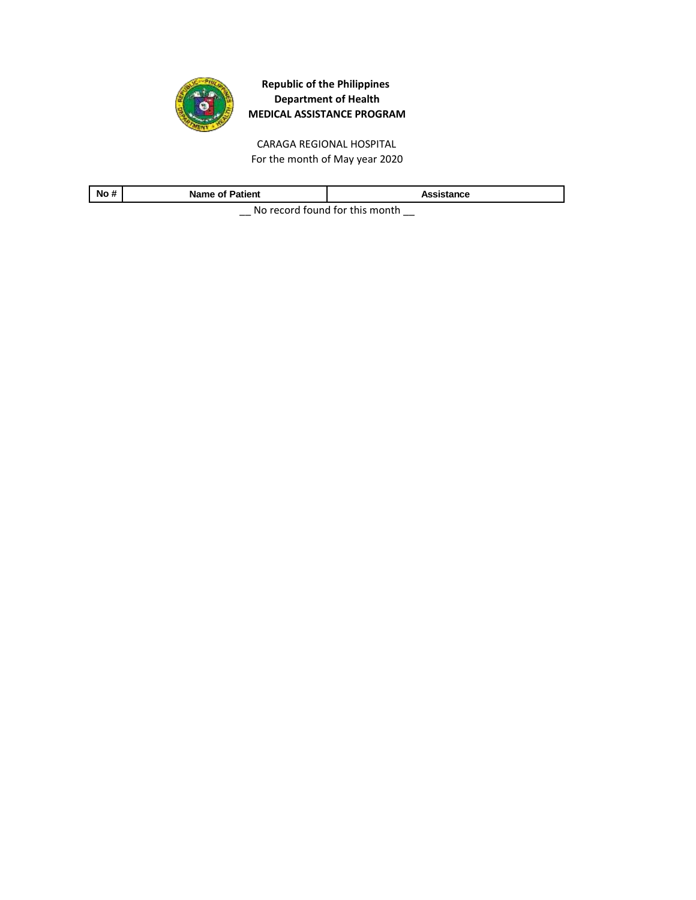**Republic of the Philippines**
**Department of Health**
**MEDICAL ASSISTANCE PROGRAM**

CARAGA REGIONAL HOSPITAL
For the month of May year 2020

| No # | Name of Patient | Assistance |
|---|---|---|

__ No record found for this month __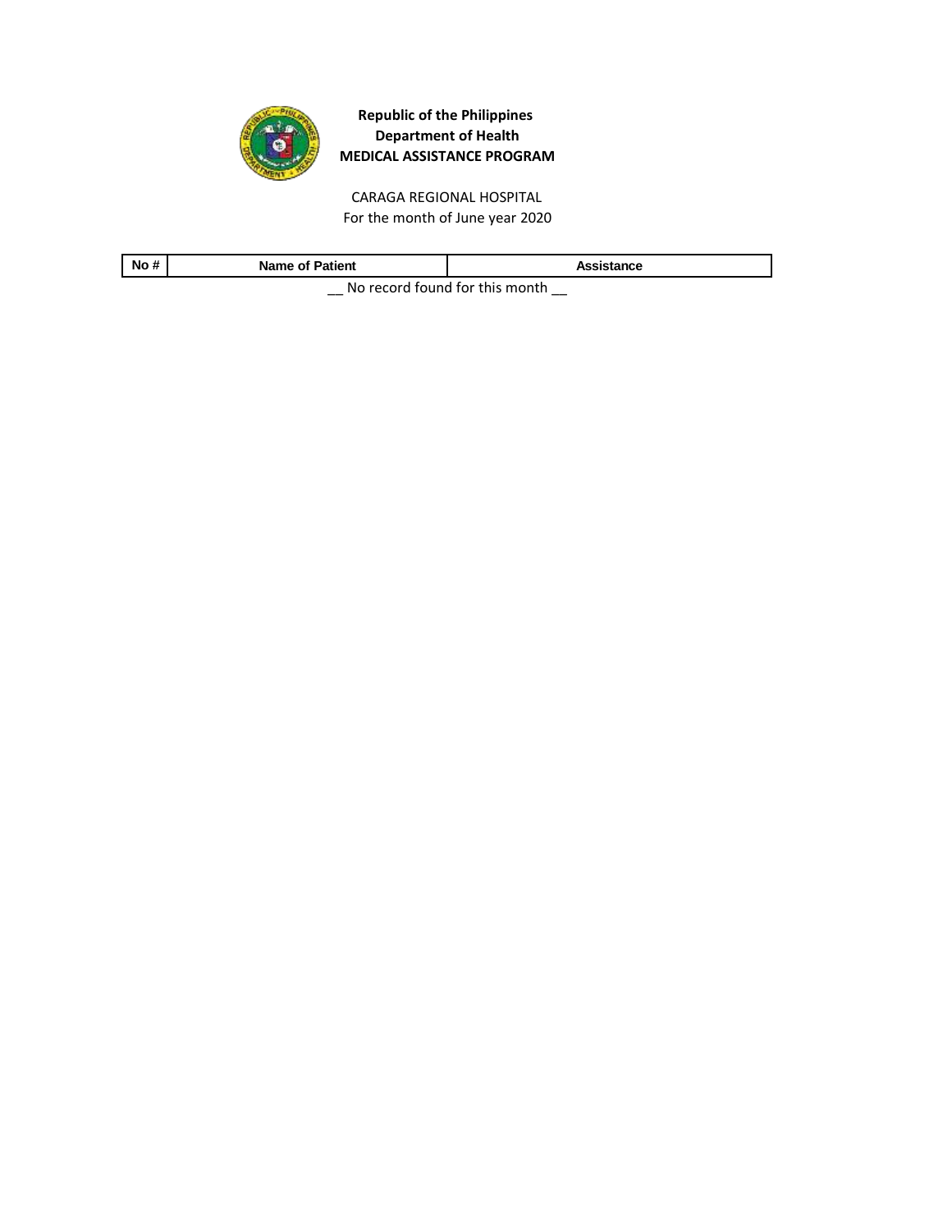**Republic of the Philippines**
**Department of Health**
**MEDICAL ASSISTANCE PROGRAM**

CARAGA REGIONAL HOSPITAL
For the month of June year 2020

| No # | Name of Patient | Assistance |
| --- | --- | --- |

__ No record found for this month __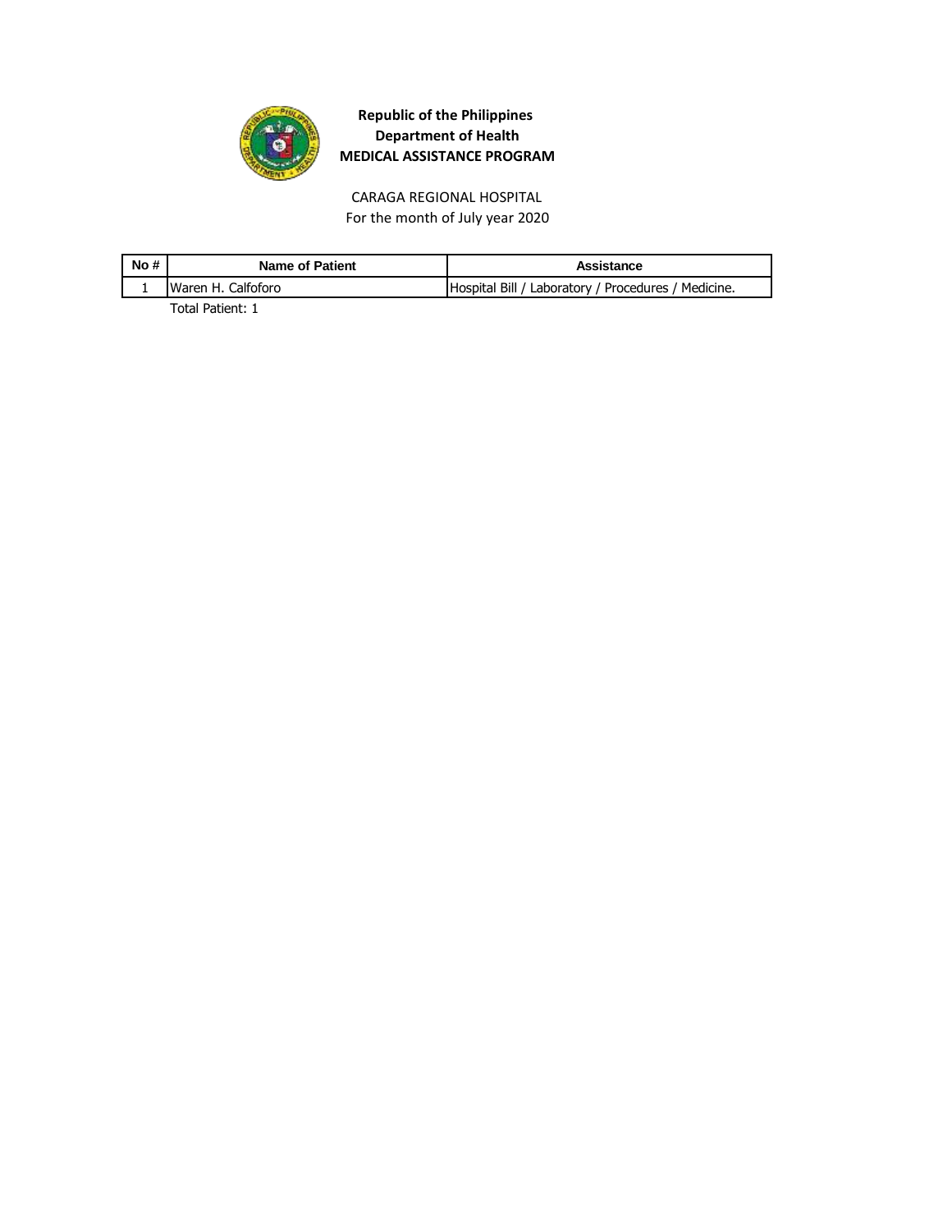**Republic of the Philippines**
**Department of Health**
**MEDICAL ASSISTANCE PROGRAM**

CARAGA REGIONAL HOSPITAL
For the month of July year 2020

| No # | Name of Patient | Assistance |
|---|---|---|
| 1 | Waren H. Calfoforo | Hospital Bill / Laboratory / Procedures / Medicine. |

Total Patient: 1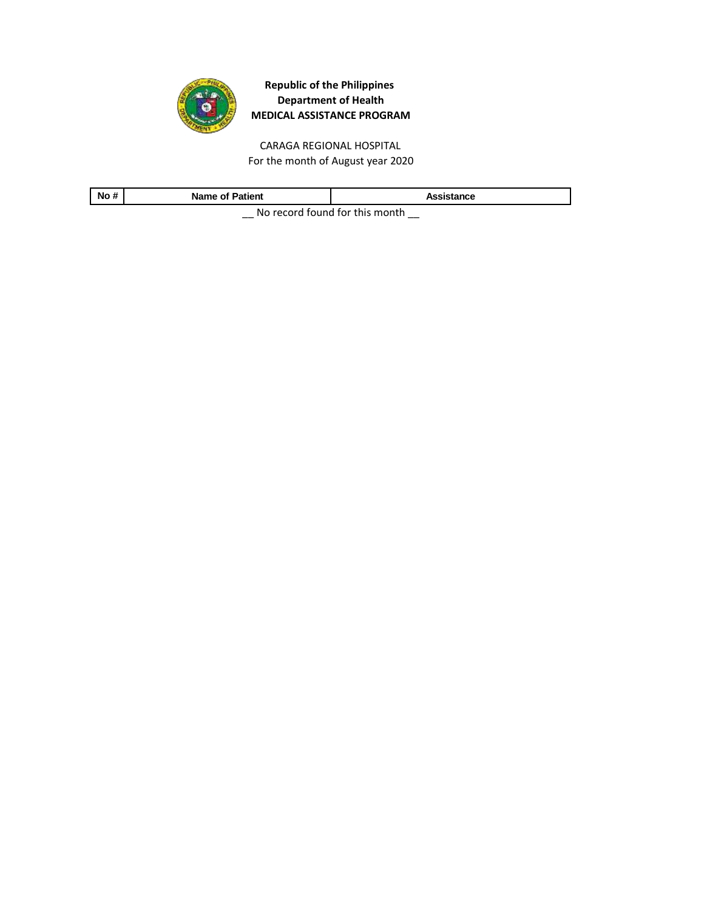**Republic of the Philippines**
**Department of Health**
**MEDICAL ASSISTANCE PROGRAM**

CARAGA REGIONAL HOSPITAL
For the month of August year 2020

| No # | Name of Patient | Assistance |
|---|---|---|

__ No record found for this month __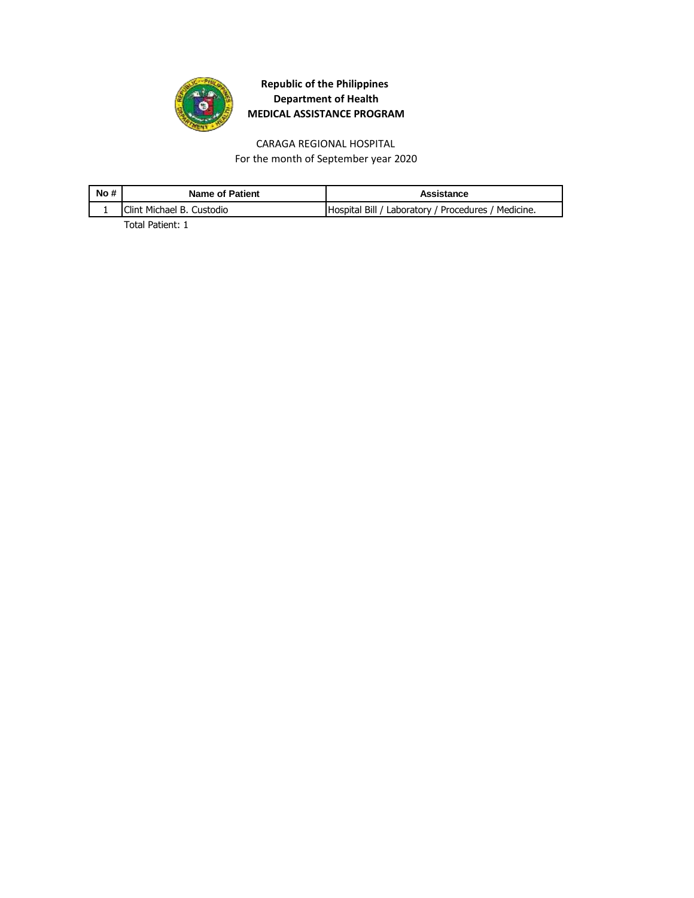**Republic of the Philippines**
**Department of Health**
**MEDICAL ASSISTANCE PROGRAM**

CARAGA REGIONAL HOSPITAL
For the month of September year 2020

| No # | Name of Patient | Assistance |
|---|---|---|
| 1 | Clint Michael B. Custodio | Hospital Bill / Laboratory / Procedures / Medicine. |

Total Patient: 1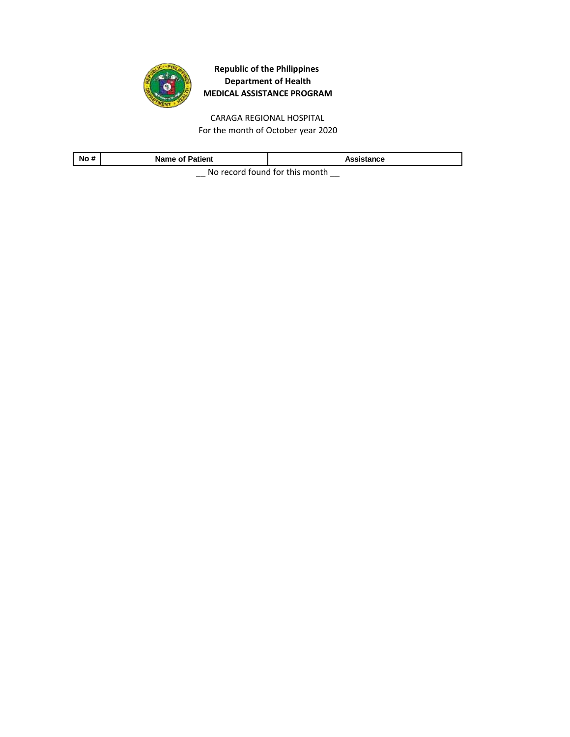**Republic of the Philippines**
**Department of Health**
**MEDICAL ASSISTANCE PROGRAM**

CARAGA REGIONAL HOSPITAL
For the month of October year 2020

| No # | Name of Patient | Assistance |
| --- | --- | --- |

__ No record found for this month __